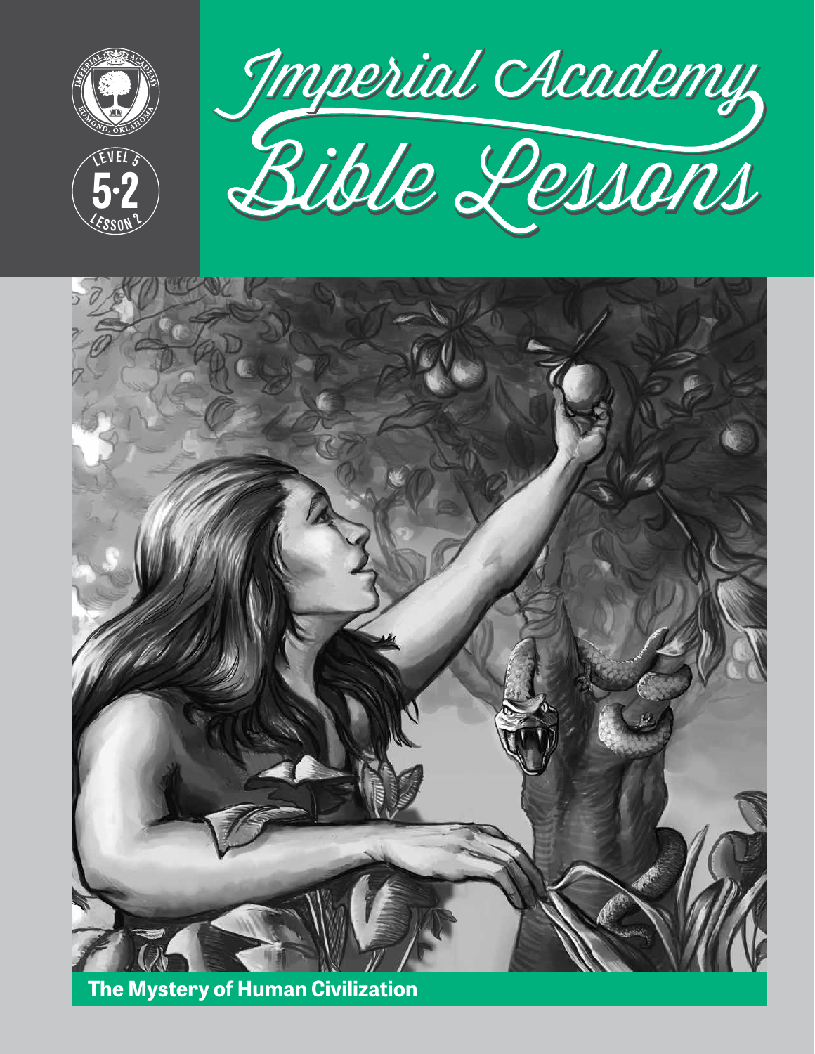# Imperial Academy Bible Lessons

Level 5

5·2

Lesson 2

**The Mystery of Human Civilization**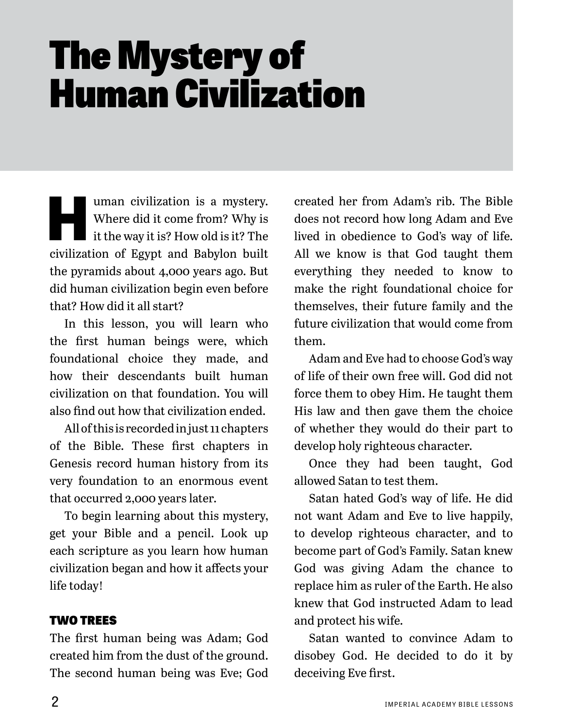# The Mystery of Human Civilization

Human civilization is a mystery. Where did it come from? Why is it the way it is? How old is it? The civilization of Egypt and Babylon built the pyramids about 4,000 years ago. But did human civilization begin even before that? How did it all start?

In this lesson, you will learn who the first human beings were, which foundational choice they made, and how their descendants built human civilization on that foundation. You will also find out how that civilization ended.

All of this is recorded in just 11 chapters of the Bible. These first chapters in Genesis record human history from its very foundation to an enormous event that occurred 2,000 years later.

To begin learning about this mystery, get your Bible and a pencil. Look up each scripture as you learn how human civilization began and how it affects your life today!

## TWO TREES

The first human being was Adam; God created him from the dust of the ground. The second human being was Eve; God created her from Adam's rib. The Bible does not record how long Adam and Eve lived in obedience to God's way of life. All we know is that God taught them everything they needed to know to make the right foundational choice for themselves, their future family and the future civilization that would come from them.

Adam and Eve had to choose God's way of life of their own free will. God did not force them to obey Him. He taught them His law and then gave them the choice of whether they would do their part to develop holy righteous character.

Once they had been taught, God allowed Satan to test them.

Satan hated God's way of life. He did not want Adam and Eve to live happily, to develop righteous character, and to become part of God's Family. Satan knew God was giving Adam the chance to replace him as ruler of the Earth. He also knew that God instructed Adam to lead and protect his wife.

Satan wanted to convince Adam to disobey God. He decided to do it by deceiving Eve first.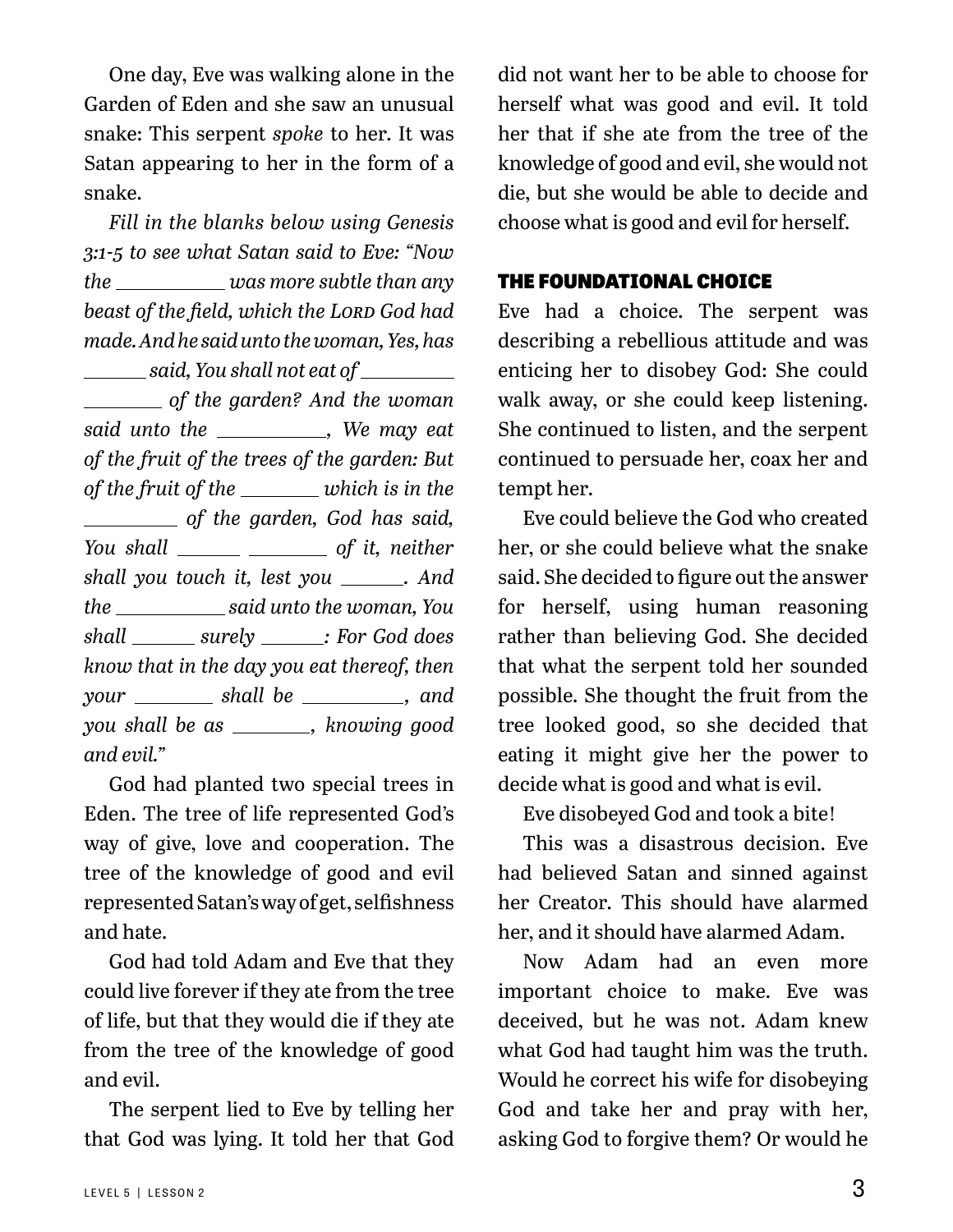One day, Eve was walking alone in the Garden of Eden and she saw an unusual snake: This serpent *spoke* to her. It was Satan appearing to her in the form of a snake.

*Fill in the blanks below using Genesis 3:1-5 to see what Satan said to Eve: "Now the ___________ was more subtle than any beast of the field, which the LORD God had made. And he said unto the woman, Yes, has ______ said, You shall not eat of __________ ________ of the garden? And the woman said unto the ___________, We may eat of the fruit of the trees of the garden: But of the fruit of the ________ which is in the _________ of the garden, God has said, You shall ______ ________ of it, neither shall you touch it, lest you ______. And the ___________ said unto the woman, You shall ______ surely ______: For God does know that in the day you eat thereof, then your ________ shall be __________, and you shall be as ________, knowing good and evil."*

God had planted two special trees in Eden. The tree of life represented God's way of give, love and cooperation. The tree of the knowledge of good and evil represented Satan's way of get, selfishness and hate.

God had told Adam and Eve that they could live forever if they ate from the tree of life, but that they would die if they ate from the tree of the knowledge of good and evil.

The serpent lied to Eve by telling her that God was lying. It told her that God did not want her to be able to choose for herself what was good and evil. It told her that if she ate from the tree of the knowledge of good and evil, she would not die, but she would be able to decide and choose what is good and evil for herself.

## THE FOUNDATIONAL CHOICE

Eve had a choice. The serpent was describing a rebellious attitude and was enticing her to disobey God: She could walk away, or she could keep listening. She continued to listen, and the serpent continued to persuade her, coax her and tempt her.

Eve could believe the God who created her, or she could believe what the snake said. She decided to figure out the answer for herself, using human reasoning rather than believing God. She decided that what the serpent told her sounded possible. She thought the fruit from the tree looked good, so she decided that eating it might give her the power to decide what is good and what is evil.

Eve disobeyed God and took a bite!

This was a disastrous decision. Eve had believed Satan and sinned against her Creator. This should have alarmed her, and it should have alarmed Adam.

Now Adam had an even more important choice to make. Eve was deceived, but he was not. Adam knew what God had taught him was the truth. Would he correct his wife for disobeying God and take her and pray with her, asking God to forgive them? Or would he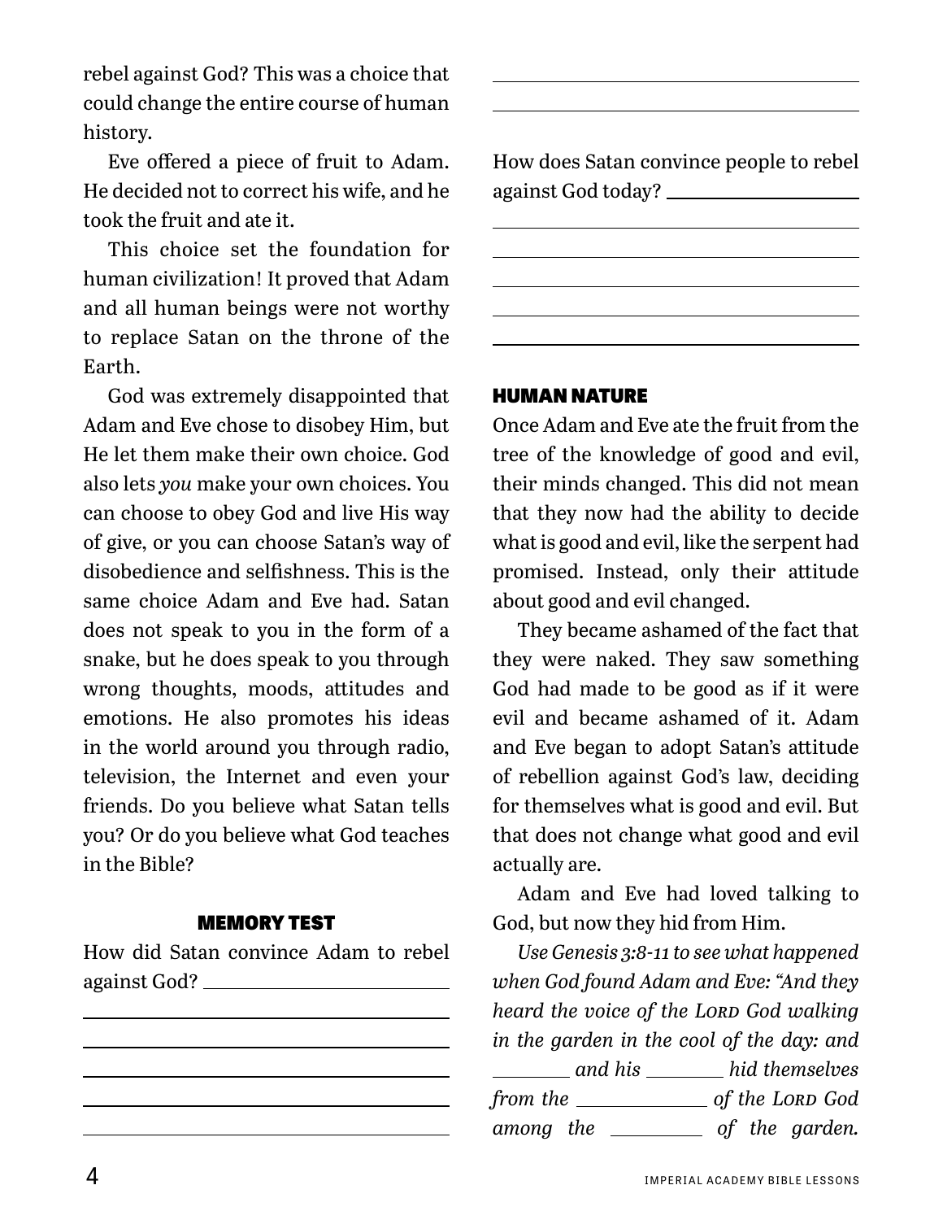rebel against God? This was a choice that could change the entire course of human history.

Eve offered a piece of fruit to Adam. He decided not to correct his wife, and he took the fruit and ate it.

This choice set the foundation for human civilization! It proved that Adam and all human beings were not worthy to replace Satan on the throne of the Earth.

God was extremely disappointed that Adam and Eve chose to disobey Him, but He let them make their own choice. God also lets *you* make your own choices. You can choose to obey God and live His way of give, or you can choose Satan's way of disobedience and selfishness. This is the same choice Adam and Eve had. Satan does not speak to you in the form of a snake, but he does speak to you through wrong thoughts, moods, attitudes and emotions. He also promotes his ideas in the world around you through radio, television, the Internet and even your friends. Do you believe what Satan tells you? Or do you believe what God teaches in the Bible?

### MEMORY TEST

How did Satan convince Adam to rebel against God? ______________________

______________________________________

______________________________________

______________________________________

______________________________________

______________________________________

______________________________________

______________________________________

How does Satan convince people to rebel against God today? ______________________

______________________________________

______________________________________

______________________________________

______________________________________

______________________________________

### HUMAN NATURE

Once Adam and Eve ate the fruit from the tree of the knowledge of good and evil, their minds changed. This did not mean that they now had the ability to decide what is good and evil, like the serpent had promised. Instead, only their attitude about good and evil changed.

They became ashamed of the fact that they were naked. They saw something God had made to be good as if it were evil and became ashamed of it. Adam and Eve began to adopt Satan's attitude of rebellion against God's law, deciding for themselves what is good and evil. But that does not change what good and evil actually are.

Adam and Eve had loved talking to God, but now they hid from Him.

*Use Genesis 3:8-11 to see what happened when God found Adam and Eve: "And they heard the voice of the LORD God walking in the garden in the cool of the day: and ________ and his ________ hid themselves from the ____________ of the LORD God among the __________ of the garden.*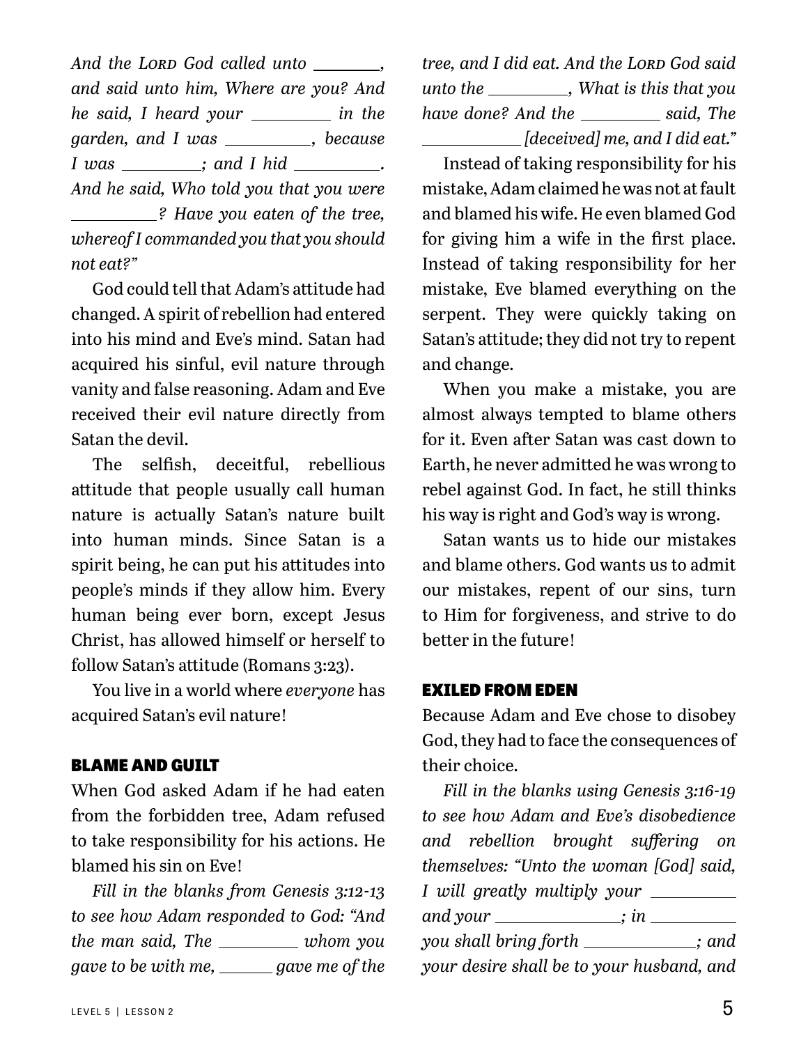*And the Lord God called unto \_\_\_\_\_\_\_\_, and said unto him, Where are you? And he said, I heard your \_\_\_\_\_\_\_\_\_ in the garden, and I was \_\_\_\_\_\_\_\_\_\_, because I was \_\_\_\_\_\_\_\_\_; and I hid \_\_\_\_\_\_\_\_\_\_. And he said, Who told you that you were \_\_\_\_\_\_\_\_\_\_? Have you eaten of the tree, whereof I commanded you that you should not eat?"*

God could tell that Adam's attitude had changed. A spirit of rebellion had entered into his mind and Eve's mind. Satan had acquired his sinful, evil nature through vanity and false reasoning. Adam and Eve received their evil nature directly from Satan the devil.

The selfish, deceitful, rebellious attitude that people usually call human nature is actually Satan's nature built into human minds. Since Satan is a spirit being, he can put his attitudes into people's minds if they allow him. Every human being ever born, except Jesus Christ, has allowed himself or herself to follow Satan's attitude (Romans 3:23).

You live in a world where *everyone* has acquired Satan's evil nature!

## BLAME AND GUILT

When God asked Adam if he had eaten from the forbidden tree, Adam refused to take responsibility for his actions. He blamed his sin on Eve!

*Fill in the blanks from Genesis 3:12-13 to see how Adam responded to God: "And the man said, The \_\_\_\_\_\_\_\_\_ whom you gave to be with me, \_\_\_\_\_\_ gave me of the tree, and I did eat. And the Lord God said unto the \_\_\_\_\_\_\_\_\_, What is this that you have done? And the \_\_\_\_\_\_\_\_\_ said, The \_\_\_\_\_\_\_\_\_\_\_ [deceived] me, and I did eat."*

Instead of taking responsibility for his mistake, Adam claimed he was not at fault and blamed his wife. He even blamed God for giving him a wife in the first place. Instead of taking responsibility for her mistake, Eve blamed everything on the serpent. They were quickly taking on Satan's attitude; they did not try to repent and change.

When you make a mistake, you are almost always tempted to blame others for it. Even after Satan was cast down to Earth, he never admitted he was wrong to rebel against God. In fact, he still thinks his way is right and God's way is wrong.

Satan wants us to hide our mistakes and blame others. God wants us to admit our mistakes, repent of our sins, turn to Him for forgiveness, and strive to do better in the future!

## EXILED FROM EDEN

Because Adam and Eve chose to disobey God, they had to face the consequences of their choice.

*Fill in the blanks using Genesis 3:16-19 to see how Adam and Eve's disobedience and rebellion brought suffering on themselves: "Unto the woman [God] said, I will greatly multiply your \_\_\_\_\_\_\_\_\_\_ and your \_\_\_\_\_\_\_\_\_\_\_\_\_\_; in \_\_\_\_\_\_\_\_\_\_ you shall bring forth \_\_\_\_\_\_\_\_\_\_\_\_\_; and your desire shall be to your husband, and*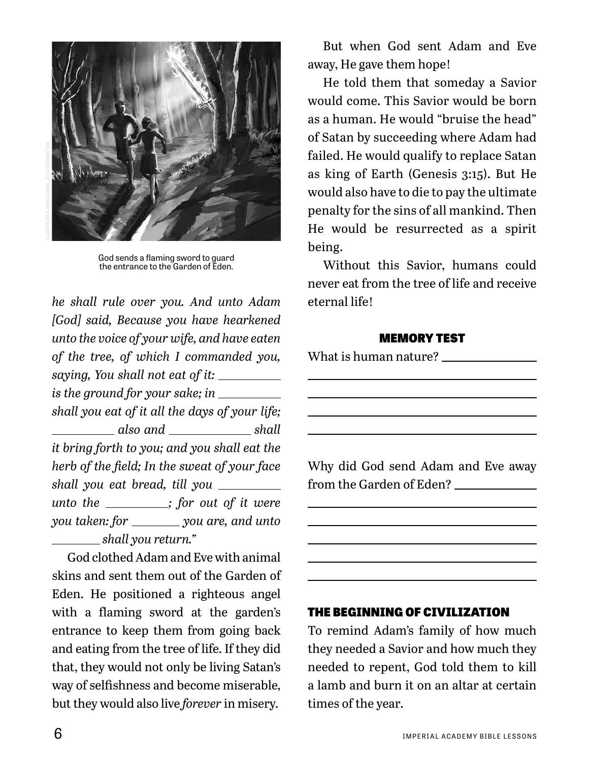God sends a flaming sword to guard the entrance to the Garden of Eden.

*he shall rule over you. And unto Adam [God] said, Because you have hearkened unto the voice of your wife, and have eaten of the tree, of which I commanded you, saying, You shall not eat of it: \_\_\_\_\_\_\_\_\_\_ is the ground for your sake; in \_\_\_\_\_\_\_\_\_\_ shall you eat of it all the days of your life; \_\_\_\_\_\_\_\_\_\_ also and \_\_\_\_\_\_\_\_\_\_ shall it bring forth to you; and you shall eat the herb of the field; In the sweat of your face shall you eat bread, till you \_\_\_\_\_\_\_\_\_\_ unto the \_\_\_\_\_\_\_\_\_\_; for out of it were you taken: for \_\_\_\_\_\_\_\_ you are, and unto \_\_\_\_\_\_\_\_ shall you return."*

God clothed Adam and Eve with animal skins and sent them out of the Garden of Eden. He positioned a righteous angel with a flaming sword at the garden's entrance to keep them from going back and eating from the tree of life. If they did that, they would not only be living Satan's way of selfishness and become miserable, but they would also live *forever* in misery.

But when God sent Adam and Eve away, He gave them hope!

He told them that someday a Savior would come. This Savior would be born as a human. He would "bruise the head" of Satan by succeeding where Adam had failed. He would qualify to replace Satan as king of Earth (Genesis 3:15). But He would also have to die to pay the ultimate penalty for the sins of all mankind. Then He would be resurrected as a spirit being.

Without this Savior, humans could never eat from the tree of life and receive eternal life!

### MEMORY TEST

What is human nature? \_\_\_\_\_\_\_\_\_\_\_\_\_\_\_\_\_\_\_\_

\_\_\_\_\_\_\_\_\_\_\_\_\_\_\_\_\_\_\_\_\_\_\_\_\_\_\_\_\_\_\_\_\_\_\_\_\_\_\_\_

\_\_\_\_\_\_\_\_\_\_\_\_\_\_\_\_\_\_\_\_\_\_\_\_\_\_\_\_\_\_\_\_\_\_\_\_\_\_\_\_

\_\_\_\_\_\_\_\_\_\_\_\_\_\_\_\_\_\_\_\_\_\_\_\_\_\_\_\_\_\_\_\_\_\_\_\_\_\_\_\_

\_\_\_\_\_\_\_\_\_\_\_\_\_\_\_\_\_\_\_\_\_\_\_\_\_\_\_\_\_\_\_\_\_\_\_\_\_\_\_\_

Why did God send Adam and Eve away from the Garden of Eden? \_\_\_\_\_\_\_\_\_\_\_\_\_\_\_\_\_\_\_\_

\_\_\_\_\_\_\_\_\_\_\_\_\_\_\_\_\_\_\_\_\_\_\_\_\_\_\_\_\_\_\_\_\_\_\_\_\_\_\_\_

\_\_\_\_\_\_\_\_\_\_\_\_\_\_\_\_\_\_\_\_\_\_\_\_\_\_\_\_\_\_\_\_\_\_\_\_\_\_\_\_

\_\_\_\_\_\_\_\_\_\_\_\_\_\_\_\_\_\_\_\_\_\_\_\_\_\_\_\_\_\_\_\_\_\_\_\_\_\_\_\_

\_\_\_\_\_\_\_\_\_\_\_\_\_\_\_\_\_\_\_\_\_\_\_\_\_\_\_\_\_\_\_\_\_\_\_\_\_\_\_\_

\_\_\_\_\_\_\_\_\_\_\_\_\_\_\_\_\_\_\_\_\_\_\_\_\_\_\_\_\_\_\_\_\_\_\_\_\_\_\_\_

## THE BEGINNING OF CIVILIZATION

To remind Adam's family of how much they needed a Savior and how much they needed to repent, God told them to kill a lamb and burn it on an altar at certain times of the year.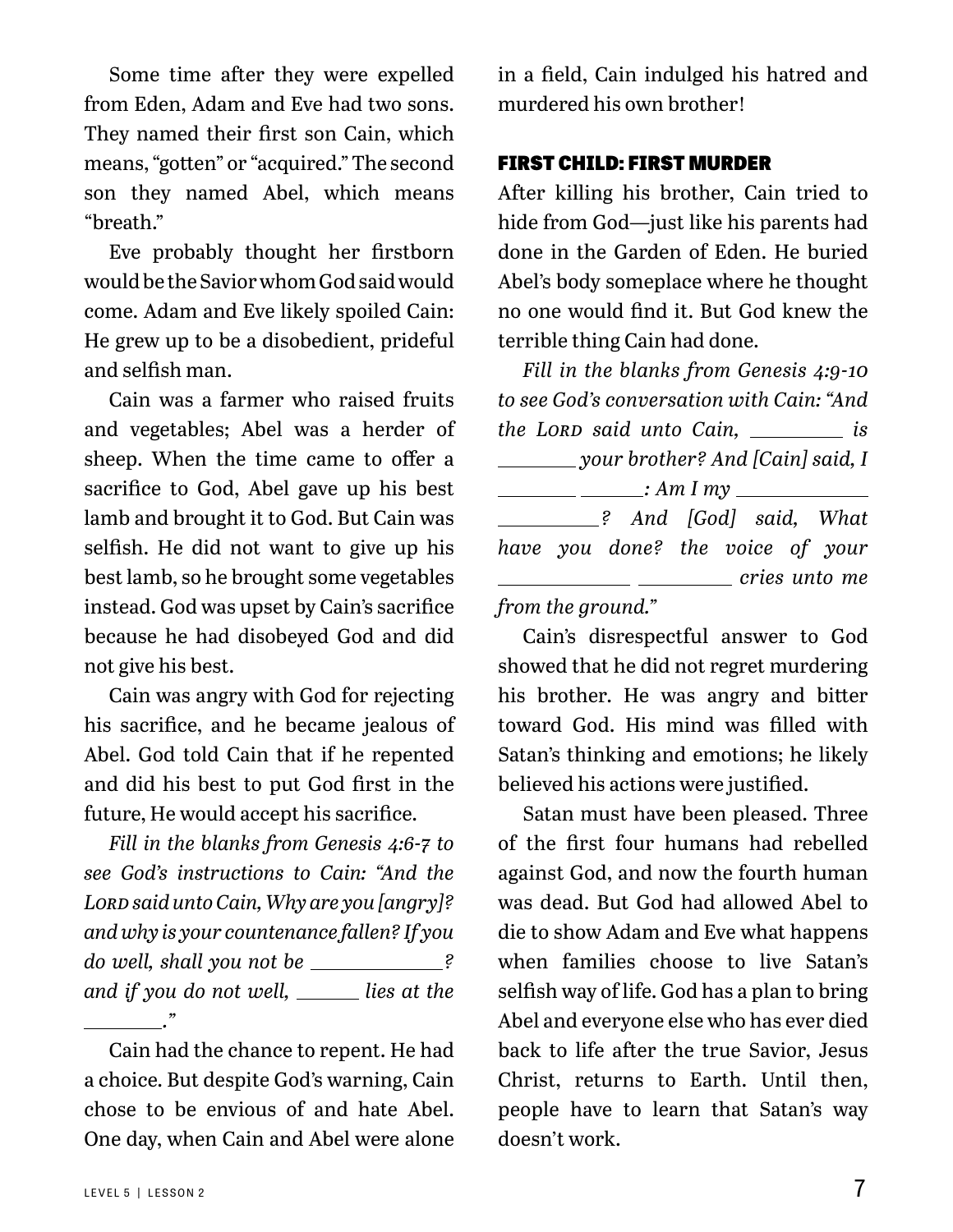Some time after they were expelled from Eden, Adam and Eve had two sons. They named their first son Cain, which means, "gotten" or "acquired." The second son they named Abel, which means "breath."

Eve probably thought her firstborn would be the Savior whom God said would come. Adam and Eve likely spoiled Cain: He grew up to be a disobedient, prideful and selfish man.

Cain was a farmer who raised fruits and vegetables; Abel was a herder of sheep. When the time came to offer a sacrifice to God, Abel gave up his best lamb and brought it to God. But Cain was selfish. He did not want to give up his best lamb, so he brought some vegetables instead. God was upset by Cain's sacrifice because he had disobeyed God and did not give his best.

Cain was angry with God for rejecting his sacrifice, and he became jealous of Abel. God told Cain that if he repented and did his best to put God first in the future, He would accept his sacrifice.

*Fill in the blanks from Genesis 4:6-7 to see God's instructions to Cain: "And the Lord said unto Cain, Why are you [angry]? and why is your countenance fallen? If you do well, shall you not be ____________? and if you do not well, ______ lies at the ________."*

Cain had the chance to repent. He had a choice. But despite God's warning, Cain chose to be envious of and hate Abel. One day, when Cain and Abel were alone in a field, Cain indulged his hatred and murdered his own brother!

### FIRST CHILD: FIRST MURDER

After killing his brother, Cain tried to hide from God—just like his parents had done in the Garden of Eden. He buried Abel's body someplace where he thought no one would find it. But God knew the terrible thing Cain had done.

*Fill in the blanks from Genesis 4:9-10 to see God's conversation with Cain: "And the Lord said unto Cain, _________ is ________ your brother? And [Cain] said, I ________ ______: Am I my ____________ __________? And [God] said, What have you done? the voice of your ____________ _________ cries unto me from the ground."*

Cain's disrespectful answer to God showed that he did not regret murdering his brother. He was angry and bitter toward God. His mind was filled with Satan's thinking and emotions; he likely believed his actions were justified.

Satan must have been pleased. Three of the first four humans had rebelled against God, and now the fourth human was dead. But God had allowed Abel to die to show Adam and Eve what happens when families choose to live Satan's selfish way of life. God has a plan to bring Abel and everyone else who has ever died back to life after the true Savior, Jesus Christ, returns to Earth. Until then, people have to learn that Satan's way doesn't work.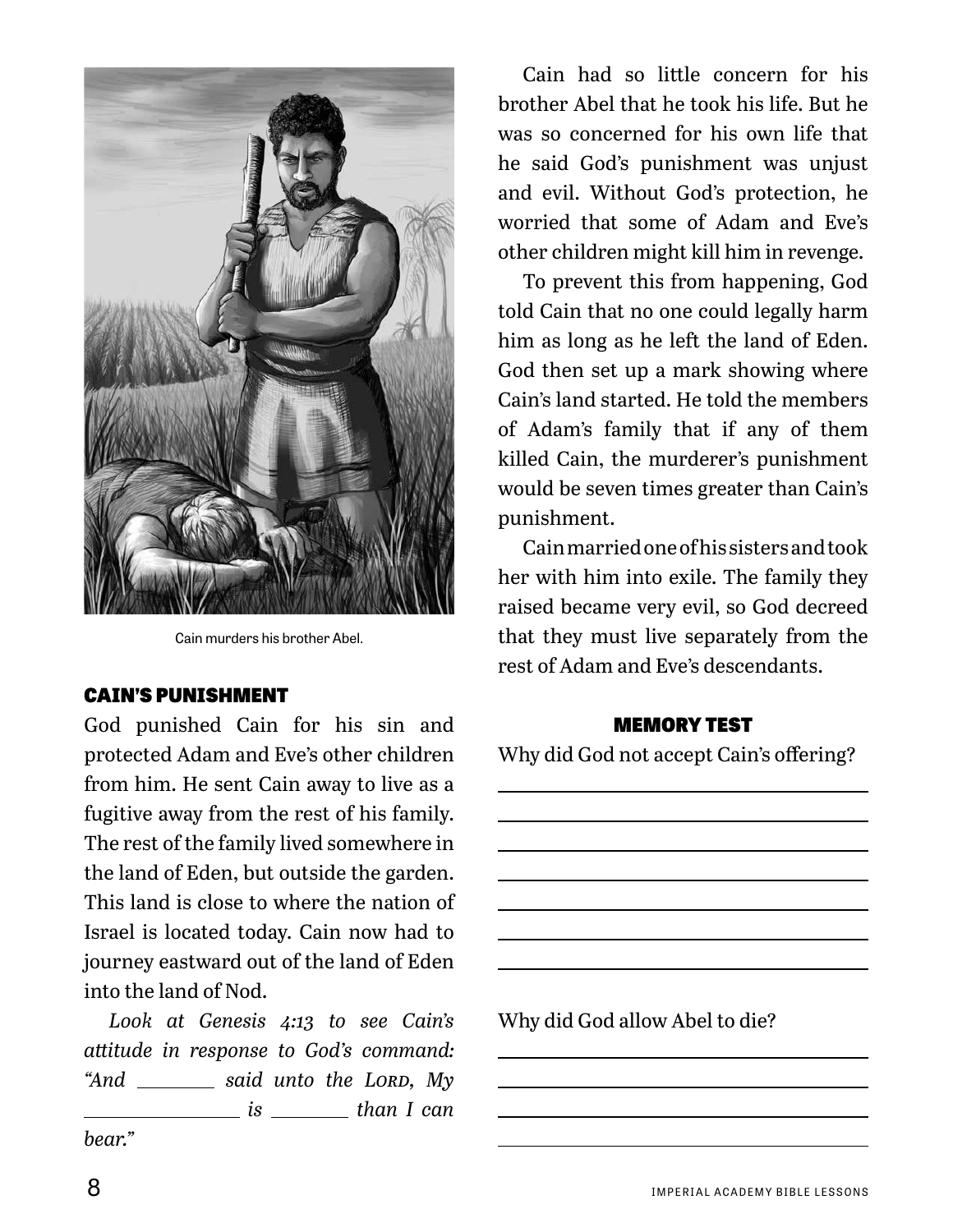Cain murders his brother Abel.

### CAIN'S PUNISHMENT

God punished Cain for his sin and protected Adam and Eve's other children from him. He sent Cain away to live as a fugitive away from the rest of his family. The rest of the family lived somewhere in the land of Eden, but outside the garden. This land is close to where the nation of Israel is located today. Cain now had to journey eastward out of the land of Eden into the land of Nod.

*Look at Genesis 4:13 to see Cain's attitude in response to God's command: "And ________ said unto the LORD, My ______________ is ________ than I can bear."*

Cain had so little concern for his brother Abel that he took his life. But he was so concerned for his own life that he said God's punishment was unjust and evil. Without God's protection, he worried that some of Adam and Eve's other children might kill him in revenge.

To prevent this from happening, God told Cain that no one could legally harm him as long as he left the land of Eden. God then set up a mark showing where Cain's land started. He told the members of Adam's family that if any of them killed Cain, the murderer's punishment would be seven times greater than Cain's punishment.

Cain married one of his sisters and took her with him into exile. The family they raised became very evil, so God decreed that they must live separately from the rest of Adam and Eve's descendants.

### MEMORY TEST

Why did God not accept Cain's offering?

_______________________________________

_______________________________________

_______________________________________

_______________________________________

_______________________________________

_______________________________________

_______________________________________

Why did God allow Abel to die?

_______________________________________

_______________________________________

_______________________________________

_______________________________________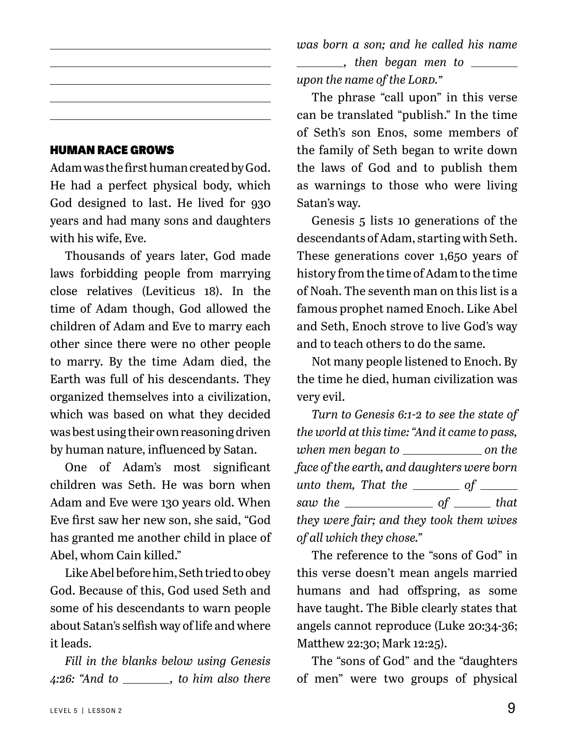\_\_\_\_\_\_\_\_\_\_\_\_\_\_\_\_\_\_\_\_\_\_\_\_\_\_\_\_\_\_\_\_\_\_\_\_\_\_\_\_

\_\_\_\_\_\_\_\_\_\_\_\_\_\_\_\_\_\_\_\_\_\_\_\_\_\_\_\_\_\_\_\_\_\_\_\_\_\_\_\_

\_\_\_\_\_\_\_\_\_\_\_\_\_\_\_\_\_\_\_\_\_\_\_\_\_\_\_\_\_\_\_\_\_\_\_\_\_\_\_\_

\_\_\_\_\_\_\_\_\_\_\_\_\_\_\_\_\_\_\_\_\_\_\_\_\_\_\_\_\_\_\_\_\_\_\_\_\_\_\_\_

\_\_\_\_\_\_\_\_\_\_\_\_\_\_\_\_\_\_\_\_\_\_\_\_\_\_\_\_\_\_\_\_\_\_\_\_\_\_\_\_

### HUMAN RACE GROWS

Adam was the first human created by God. He had a perfect physical body, which God designed to last. He lived for 930 years and had many sons and daughters with his wife, Eve.

Thousands of years later, God made laws forbidding people from marrying close relatives (Leviticus 18). In the time of Adam though, God allowed the children of Adam and Eve to marry each other since there were no other people to marry. By the time Adam died, the Earth was full of his descendants. They organized themselves into a civilization, which was based on what they decided was best using their own reasoning driven by human nature, influenced by Satan.

One of Adam's most significant children was Seth. He was born when Adam and Eve were 130 years old. When Eve first saw her new son, she said, "God has granted me another child in place of Abel, whom Cain killed."

Like Abel before him, Seth tried to obey God. Because of this, God used Seth and some of his descendants to warn people about Satan's selfish way of life and where it leads.

*Fill in the blanks below using Genesis 4:26: "And to \_\_\_\_\_\_\_\_, to him also there was born a son; and he called his name \_\_\_\_\_\_\_\_, then began men to \_\_\_\_\_\_\_\_ upon the name of the LORD."*

The phrase "call upon" in this verse can be translated "publish." In the time of Seth's son Enos, some members of the family of Seth began to write down the laws of God and to publish them as warnings to those who were living Satan's way.

Genesis 5 lists 10 generations of the descendants of Adam, starting with Seth. These generations cover 1,650 years of history from the time of Adam to the time of Noah. The seventh man on this list is a famous prophet named Enoch. Like Abel and Seth, Enoch strove to live God's way and to teach others to do the same.

Not many people listened to Enoch. By the time he died, human civilization was very evil.

*Turn to Genesis 6:1-2 to see the state of the world at this time: "And it came to pass, when men began to \_\_\_\_\_\_\_\_\_\_\_\_ on the face of the earth, and daughters were born unto them, That the \_\_\_\_\_\_\_\_ of \_\_\_\_\_\_ saw the \_\_\_\_\_\_\_\_\_\_\_\_ of \_\_\_\_\_\_ that they were fair; and they took them wives of all which they chose."*

The reference to the "sons of God" in this verse doesn't mean angels married humans and had offspring, as some have taught. The Bible clearly states that angels cannot reproduce (Luke 20:34-36; Matthew 22:30; Mark 12:25).

The "sons of God" and the "daughters of men" were two groups of physical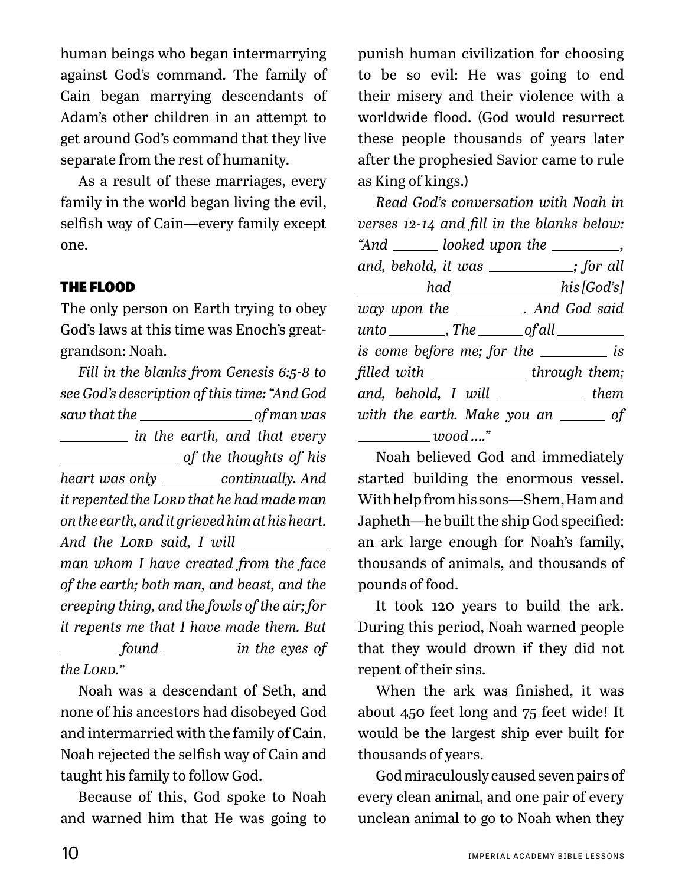human beings who began intermarrying against God's command. The family of Cain began marrying descendants of Adam's other children in an attempt to get around God's command that they live separate from the rest of humanity.

As a result of these marriages, every family in the world began living the evil, selfish way of Cain—every family except one.

## THE FLOOD

The only person on Earth trying to obey God's laws at this time was Enoch's great-grandson: Noah.

*Fill in the blanks from Genesis 6:5-8 to see God's description of this time: "And God saw that the \_\_\_\_\_\_\_\_\_\_\_\_ of man was \_\_\_\_\_\_\_\_ in the earth, and that every \_\_\_\_\_\_\_\_\_\_\_\_ of the thoughts of his heart was only \_\_\_\_\_\_\_ continually. And it repented the LORD that he had made man on the earth, and it grieved him at his heart. And the LORD said, I will \_\_\_\_\_\_\_\_\_\_ man whom I have created from the face of the earth; both man, and beast, and the creeping thing, and the fowls of the air; for it repents me that I have made them. But \_\_\_\_\_\_\_ found \_\_\_\_\_\_\_\_ in the eyes of the LORD."*

Noah was a descendant of Seth, and none of his ancestors had disobeyed God and intermarried with the family of Cain. Noah rejected the selfish way of Cain and taught his family to follow God.

Because of this, God spoke to Noah and warned him that He was going to punish human civilization for choosing to be so evil: He was going to end their misery and their violence with a worldwide flood. (God would resurrect these people thousands of years later after the prophesied Savior came to rule as King of kings.)

*Read God's conversation with Noah in verses 12-14 and fill in the blanks below: "And \_\_\_\_\_ looked upon the \_\_\_\_\_\_\_\_, and, behold, it was \_\_\_\_\_\_\_\_\_\_; for all \_\_\_\_\_\_\_\_ had \_\_\_\_\_\_\_\_\_\_\_\_ his [God's] way upon the \_\_\_\_\_\_\_\_. And God said unto \_\_\_\_\_\_\_, The \_\_\_\_\_ of all \_\_\_\_\_\_\_\_ is come before me; for the \_\_\_\_\_\_\_\_ is filled with \_\_\_\_\_\_\_\_\_\_\_ through them; and, behold, I will \_\_\_\_\_\_\_\_\_\_ them with the earth. Make you an \_\_\_\_\_ of \_\_\_\_\_\_\_\_\_ wood ...."*

Noah believed God and immediately started building the enormous vessel. With help from his sons—Shem, Ham and Japheth—he built the ship God specified: an ark large enough for Noah's family, thousands of animals, and thousands of pounds of food.

It took 120 years to build the ark. During this period, Noah warned people that they would drown if they did not repent of their sins.

When the ark was finished, it was about 450 feet long and 75 feet wide! It would be the largest ship ever built for thousands of years.

God miraculously caused seven pairs of every clean animal, and one pair of every unclean animal to go to Noah when they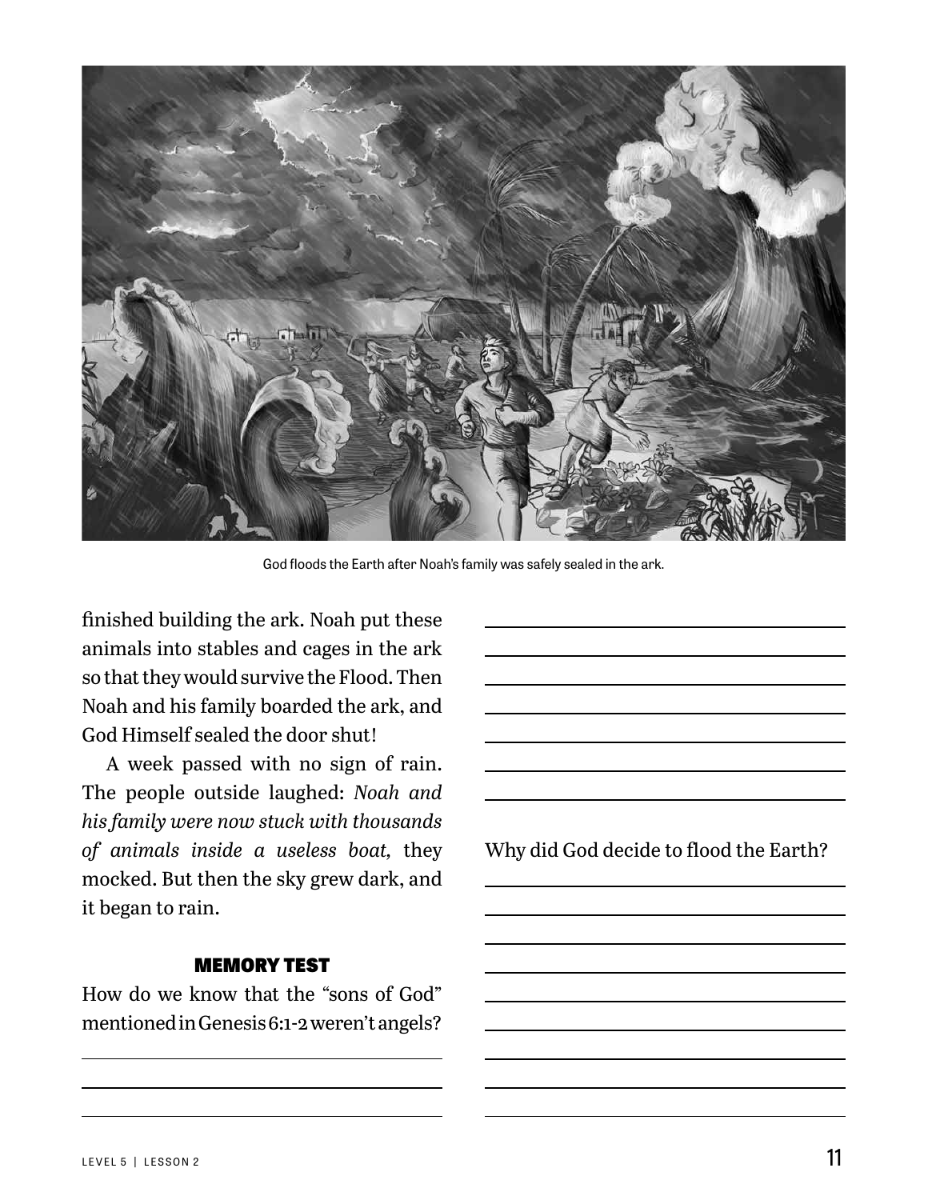God floods the Earth after Noah's family was safely sealed in the ark.

finished building the ark. Noah put these animals into stables and cages in the ark so that they would survive the Flood. Then Noah and his family boarded the ark, and God Himself sealed the door shut!

A week passed with no sign of rain. The people outside laughed: *Noah and his family were now stuck with thousands of animals inside a useless boat,* they mocked. But then the sky grew dark, and it began to rain.

### MEMORY TEST

How do we know that the "sons of God" mentioned in Genesis 6:1-2 weren't angels?

______________________________________

______________________________________

______________________________________

______________________________________

______________________________________

______________________________________

______________________________________

______________________________________

______________________________________

______________________________________

Why did God decide to flood the Earth?

______________________________________

______________________________________

______________________________________

______________________________________

______________________________________

______________________________________

______________________________________

______________________________________

______________________________________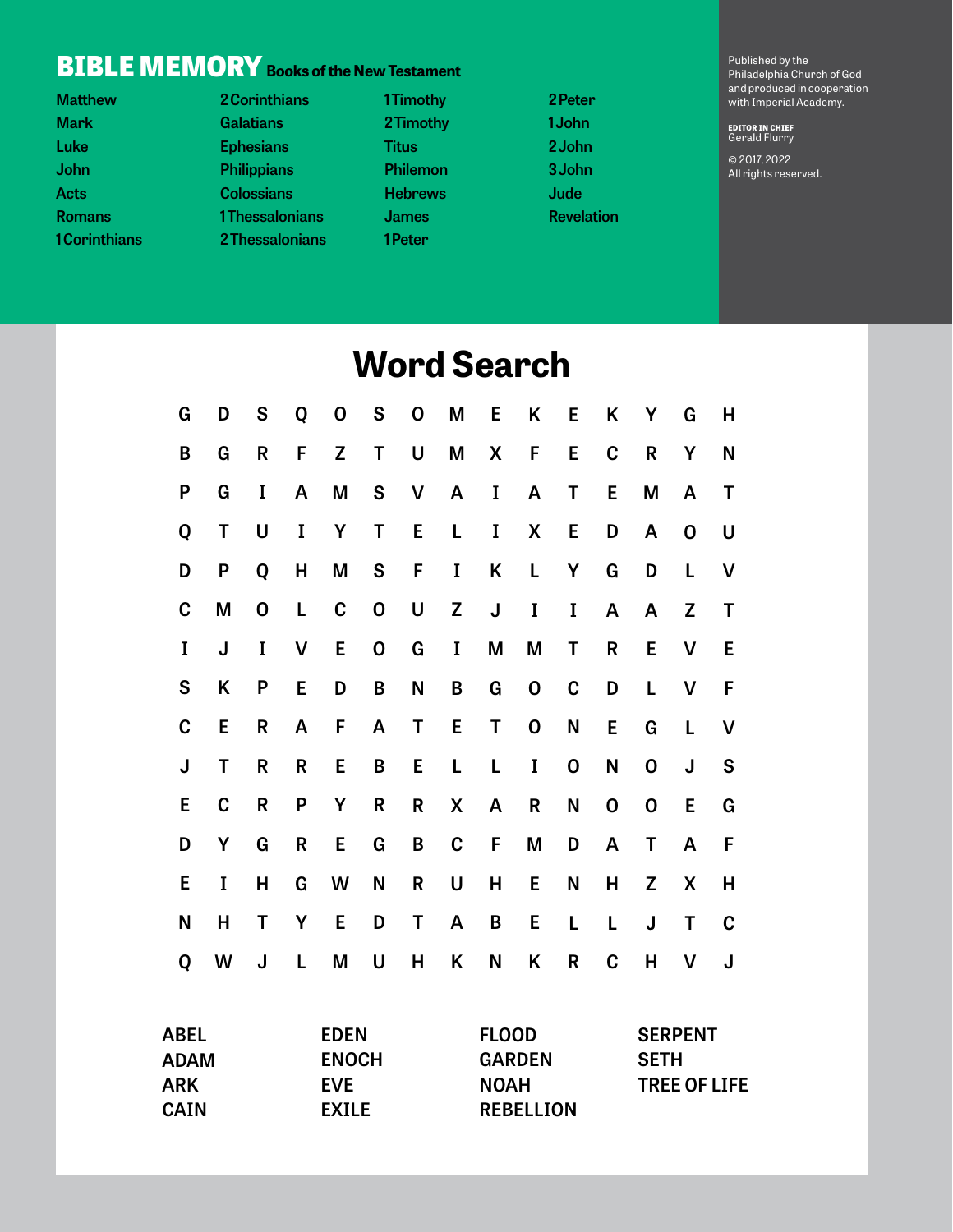# BIBLE MEMORY Books of the New Testament

Matthew
Mark
Luke
John
Acts
Romans
1 Corinthians
2 Corinthians
Galatians
Ephesians
Philippians
Colossians
1 Thessalonians
2 Thessalonians
1 Timothy
2 Timothy
Titus
Philemon
Hebrews
James
1 Peter
2 Peter
1 John
2 John
3 John
Jude
Revelation

Published by the Philadelphia Church of God and produced in cooperation with Imperial Academy.

EDITOR IN CHIEF
Gerald Flurry

© 2017, 2022
All rights reserved.

# Word Search

| | | | | | | | | | | | | | | |
|---|---|---|---|---|---|---|---|---|---|---|---|---|---|---|
| G | D | S | Q | O | S | O | M | E | K | E | K | Y | G | H |
| B | G | R | F | Z | T | U | M | X | F | E | C | R | Y | N |
| P | G | I | A | M | S | V | A | I | A | T | E | M | A | T |
| Q | T | U | I | Y | T | E | L | I | X | E | D | A | O | U |
| D | P | Q | H | M | S | F | I | K | L | Y | G | D | L | V |
| C | M | O | L | C | O | U | Z | J | I | I | A | A | Z | T |
| I | J | I | V | E | O | G | I | M | M | T | R | E | V | E |
| S | K | P | E | D | B | N | B | G | O | C | D | L | V | F |
| C | E | R | A | F | A | T | E | T | O | N | E | G | L | V |
| J | T | R | R | E | B | E | L | L | I | O | N | O | J | S |
| E | C | R | P | Y | R | R | X | A | R | N | O | O | E | G |
| D | Y | G | R | E | G | B | C | F | M | D | A | T | A | F |
| E | I | H | G | W | N | R | U | H | E | N | H | Z | X | H |
| N | H | T | Y | E | D | T | A | B | E | L | L | J | T | C |
| Q | W | J | L | M | U | H | K | N | K | R | C | H | V | J |

ABEL
ADAM
ARK
CAIN
EDEN
ENOCH
EVE
EXILE
FLOOD
GARDEN
NOAH
REBELLION
SERPENT
SETH
TREE OF LIFE